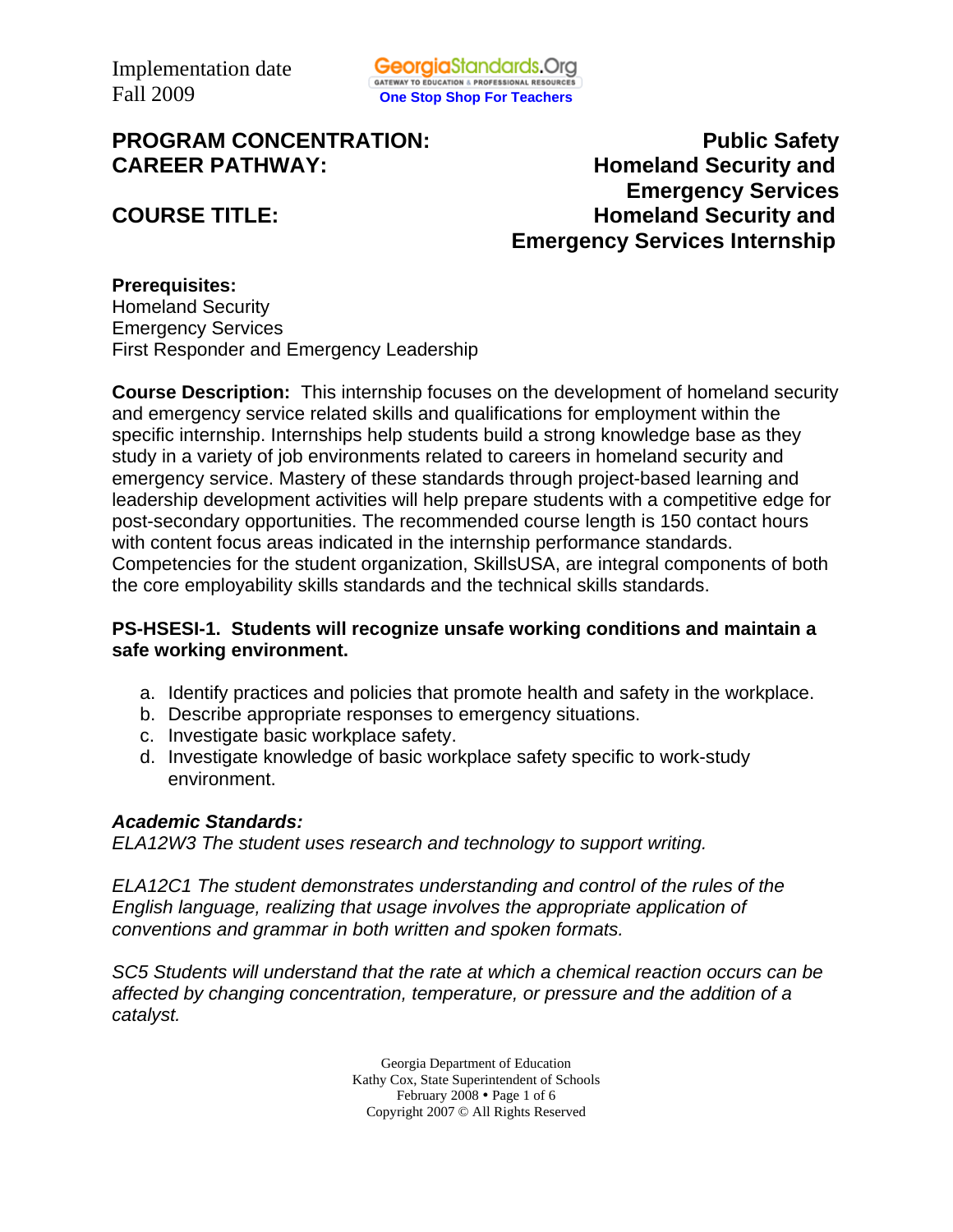Implementation date
Fall 2009

GeorgiaStandards.Org
GATEWAY TO EDUCATION & PROFESSIONAL RESOURCES
One Stop Shop For Teachers

**PROGRAM CONCENTRATION:** **Public Safety**
**CAREER PATHWAY:** **Homeland Security and Emergency Services**

**COURSE TITLE:** **Homeland Security and Emergency Services Internship**

**Prerequisites:**
Homeland Security
Emergency Services
First Responder and Emergency Leadership

**Course Description:** This internship focuses on the development of homeland security and emergency service related skills and qualifications for employment within the specific internship. Internships help students build a strong knowledge base as they study in a variety of job environments related to careers in homeland security and emergency service. Mastery of these standards through project-based learning and leadership development activities will help prepare students with a competitive edge for post-secondary opportunities. The recommended course length is 150 contact hours with content focus areas indicated in the internship performance standards. Competencies for the student organization, SkillsUSA, are integral components of both the core employability skills standards and the technical skills standards.

**PS-HSESI-1. Students will recognize unsafe working conditions and maintain a safe working environment.**

a. Identify practices and policies that promote health and safety in the workplace.
b. Describe appropriate responses to emergency situations.
c. Investigate basic workplace safety.
d. Investigate knowledge of basic workplace safety specific to work-study environment.

***Academic Standards:***
*ELA12W3 The student uses research and technology to support writing.*

*ELA12C1 The student demonstrates understanding and control of the rules of the English language, realizing that usage involves the appropriate application of conventions and grammar in both written and spoken formats.*

*SC5 Students will understand that the rate at which a chemical reaction occurs can be affected by changing concentration, temperature, or pressure and the addition of a catalyst.*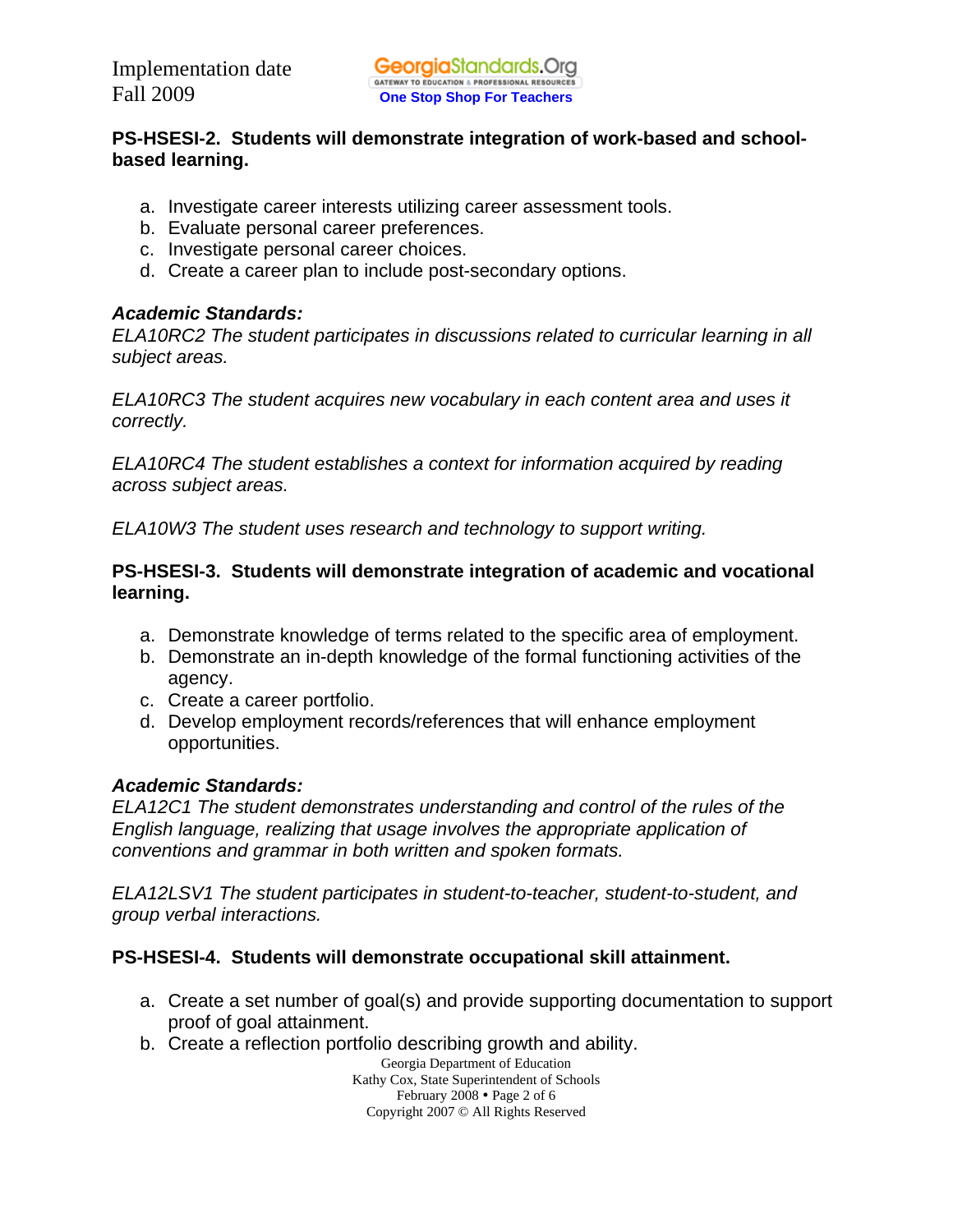**PS-HSESI-2. Students will demonstrate integration of work-based and school-based learning.**

a. Investigate career interests utilizing career assessment tools.
b. Evaluate personal career preferences.
c. Investigate personal career choices.
d. Create a career plan to include post-secondary options.

***Academic Standards:***

*ELA10RC2 The student participates in discussions related to curricular learning in all subject areas.*

*ELA10RC3 The student acquires new vocabulary in each content area and uses it correctly.*

*ELA10RC4 The student establishes a context for information acquired by reading across subject areas.*

*ELA10W3 The student uses research and technology to support writing.*

**PS-HSESI-3. Students will demonstrate integration of academic and vocational learning.**

a. Demonstrate knowledge of terms related to the specific area of employment.
b. Demonstrate an in-depth knowledge of the formal functioning activities of the agency.
c. Create a career portfolio.
d. Develop employment records/references that will enhance employment opportunities.

***Academic Standards:***

*ELA12C1 The student demonstrates understanding and control of the rules of the English language, realizing that usage involves the appropriate application of conventions and grammar in both written and spoken formats.*

*ELA12LSV1 The student participates in student-to-teacher, student-to-student, and group verbal interactions.*

**PS-HSESI-4. Students will demonstrate occupational skill attainment.**

a. Create a set number of goal(s) and provide supporting documentation to support proof of goal attainment.
b. Create a reflection portfolio describing growth and ability.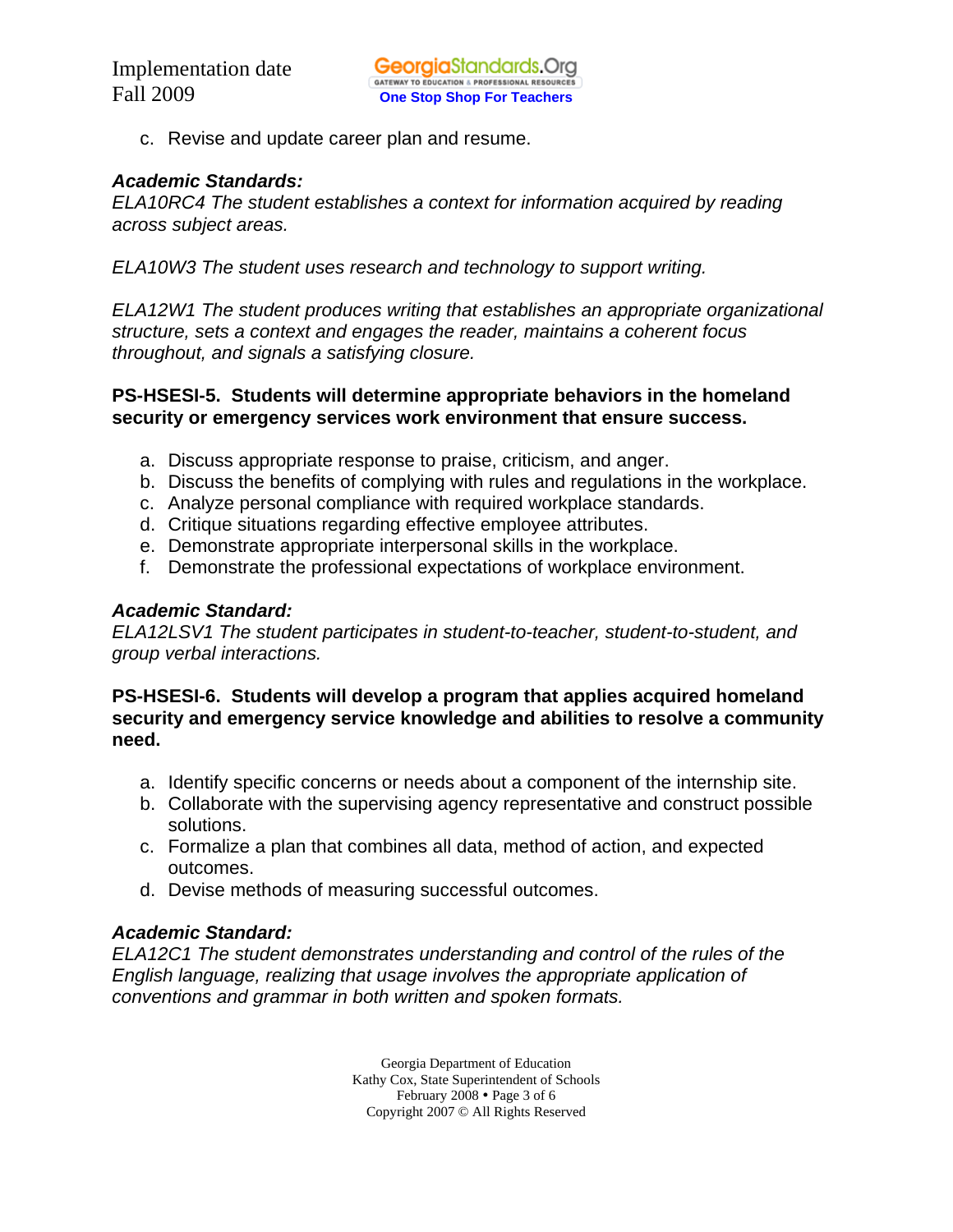c. Revise and update career plan and resume.

***Academic Standards:***
*ELA10RC4 The student establishes a context for information acquired by reading across subject areas.*

*ELA10W3 The student uses research and technology to support writing.*

*ELA12W1 The student produces writing that establishes an appropriate organizational structure, sets a context and engages the reader, maintains a coherent focus throughout, and signals a satisfying closure.*

**PS-HSESI-5. Students will determine appropriate behaviors in the homeland security or emergency services work environment that ensure success.**

a. Discuss appropriate response to praise, criticism, and anger.
b. Discuss the benefits of complying with rules and regulations in the workplace.
c. Analyze personal compliance with required workplace standards.
d. Critique situations regarding effective employee attributes.
e. Demonstrate appropriate interpersonal skills in the workplace.
f. Demonstrate the professional expectations of workplace environment.

***Academic Standard:***
*ELA12LSV1 The student participates in student-to-teacher, student-to-student, and group verbal interactions.*

**PS-HSESI-6. Students will develop a program that applies acquired homeland security and emergency service knowledge and abilities to resolve a community need.**

a. Identify specific concerns or needs about a component of the internship site.
b. Collaborate with the supervising agency representative and construct possible solutions.
c. Formalize a plan that combines all data, method of action, and expected outcomes.
d. Devise methods of measuring successful outcomes.

***Academic Standard:***
*ELA12C1 The student demonstrates understanding and control of the rules of the English language, realizing that usage involves the appropriate application of conventions and grammar in both written and spoken formats.*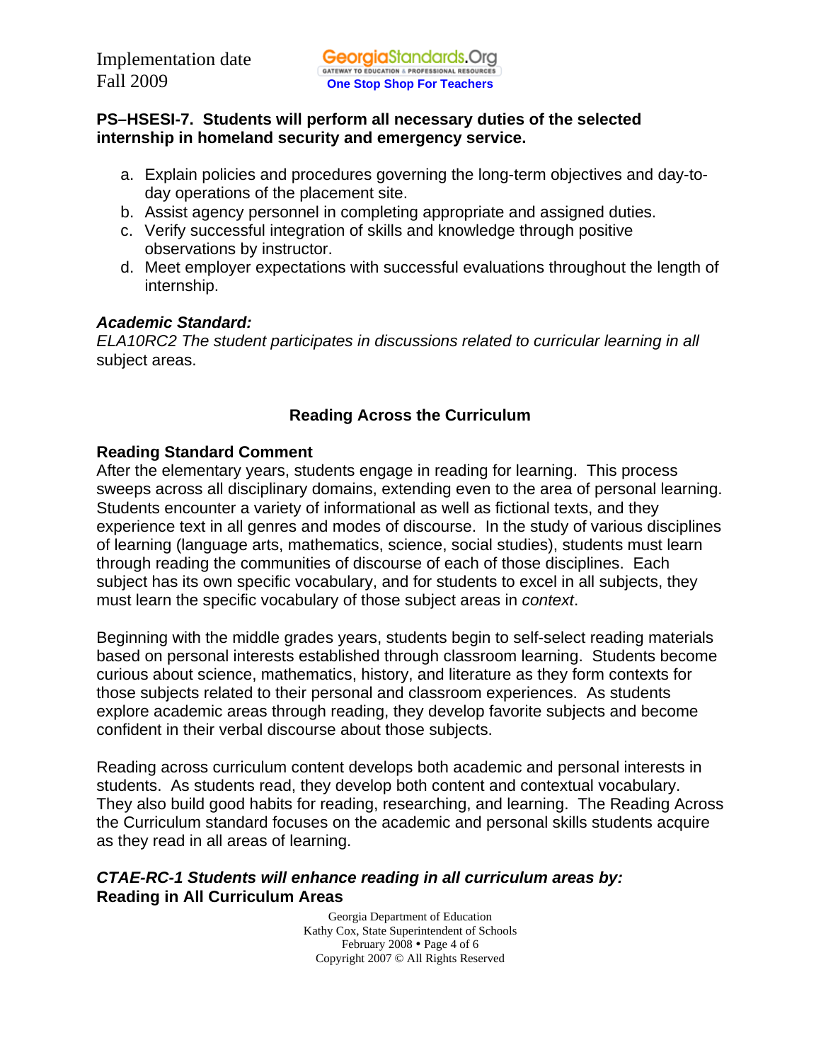**PS–HSESI-7. Students will perform all necessary duties of the selected internship in homeland security and emergency service.**

a. Explain policies and procedures governing the long-term objectives and day-to-day operations of the placement site.
b. Assist agency personnel in completing appropriate and assigned duties.
c. Verify successful integration of skills and knowledge through positive observations by instructor.
d. Meet employer expectations with successful evaluations throughout the length of internship.

***Academic Standard:***
*ELA10RC2 The student participates in discussions related to curricular learning in all* subject areas.

## Reading Across the Curriculum

**Reading Standard Comment**
After the elementary years, students engage in reading for learning. This process sweeps across all disciplinary domains, extending even to the area of personal learning. Students encounter a variety of informational as well as fictional texts, and they experience text in all genres and modes of discourse. In the study of various disciplines of learning (language arts, mathematics, science, social studies), students must learn through reading the communities of discourse of each of those disciplines. Each subject has its own specific vocabulary, and for students to excel in all subjects, they must learn the specific vocabulary of those subject areas in *context*.

Beginning with the middle grades years, students begin to self-select reading materials based on personal interests established through classroom learning. Students become curious about science, mathematics, history, and literature as they form contexts for those subjects related to their personal and classroom experiences. As students explore academic areas through reading, they develop favorite subjects and become confident in their verbal discourse about those subjects.

Reading across curriculum content develops both academic and personal interests in students. As students read, they develop both content and contextual vocabulary. They also build good habits for reading, researching, and learning. The Reading Across the Curriculum standard focuses on the academic and personal skills students acquire as they read in all areas of learning.

***CTAE-RC-1 Students will enhance reading in all curriculum areas by:***
**Reading in All Curriculum Areas**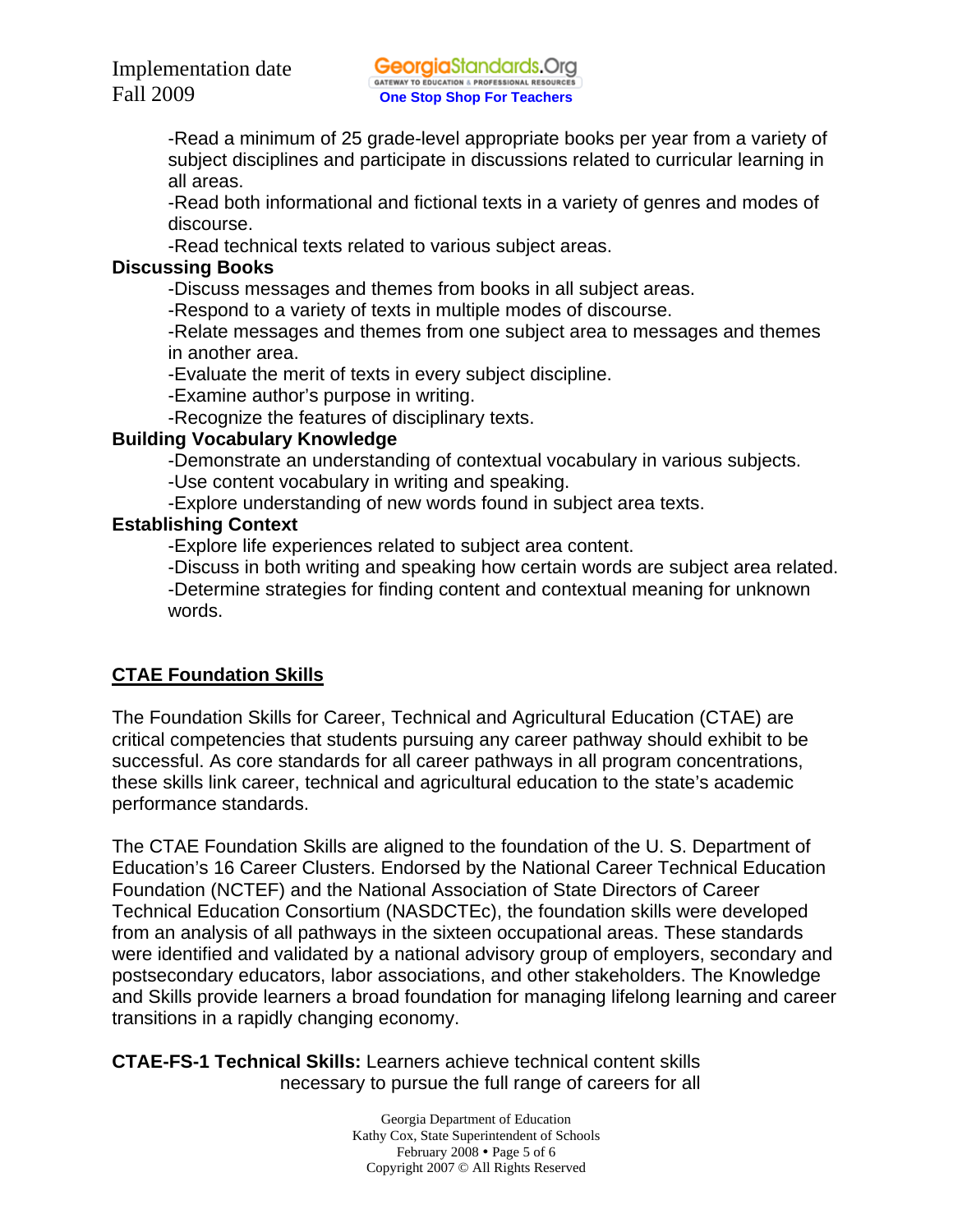-Read a minimum of 25 grade-level appropriate books per year from a variety of subject disciplines and participate in discussions related to curricular learning in all areas.

-Read both informational and fictional texts in a variety of genres and modes of discourse.

-Read technical texts related to various subject areas.

**Discussing Books**

-Discuss messages and themes from books in all subject areas.

-Respond to a variety of texts in multiple modes of discourse.

-Relate messages and themes from one subject area to messages and themes in another area.

-Evaluate the merit of texts in every subject discipline.

-Examine author's purpose in writing.

-Recognize the features of disciplinary texts.

**Building Vocabulary Knowledge**

-Demonstrate an understanding of contextual vocabulary in various subjects.

-Use content vocabulary in writing and speaking.

-Explore understanding of new words found in subject area texts.

**Establishing Context**

-Explore life experiences related to subject area content.

-Discuss in both writing and speaking how certain words are subject area related.

-Determine strategies for finding content and contextual meaning for unknown words.

## CTAE Foundation Skills

The Foundation Skills for Career, Technical and Agricultural Education (CTAE) are critical competencies that students pursuing any career pathway should exhibit to be successful. As core standards for all career pathways in all program concentrations, these skills link career, technical and agricultural education to the state's academic performance standards.

The CTAE Foundation Skills are aligned to the foundation of the U. S. Department of Education's 16 Career Clusters. Endorsed by the National Career Technical Education Foundation (NCTEF) and the National Association of State Directors of Career Technical Education Consortium (NASDCTEc), the foundation skills were developed from an analysis of all pathways in the sixteen occupational areas. These standards were identified and validated by a national advisory group of employers, secondary and postsecondary educators, labor associations, and other stakeholders. The Knowledge and Skills provide learners a broad foundation for managing lifelong learning and career transitions in a rapidly changing economy.

**CTAE-FS-1 Technical Skills:** Learners achieve technical content skills necessary to pursue the full range of careers for all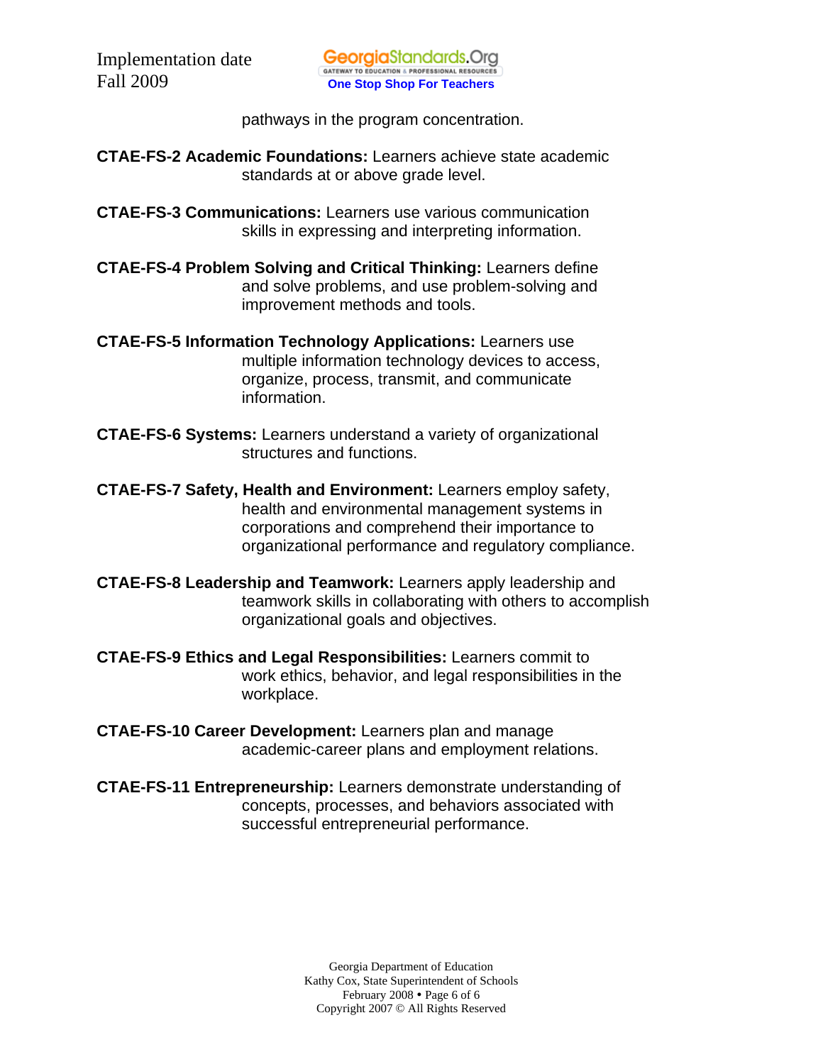pathways in the program concentration.

**CTAE-FS-2 Academic Foundations:** Learners achieve state academic standards at or above grade level.

**CTAE-FS-3 Communications:** Learners use various communication skills in expressing and interpreting information.

**CTAE-FS-4 Problem Solving and Critical Thinking:** Learners define and solve problems, and use problem-solving and improvement methods and tools.

**CTAE-FS-5 Information Technology Applications:** Learners use multiple information technology devices to access, organize, process, transmit, and communicate information.

**CTAE-FS-6 Systems:** Learners understand a variety of organizational structures and functions.

**CTAE-FS-7 Safety, Health and Environment:** Learners employ safety, health and environmental management systems in corporations and comprehend their importance to organizational performance and regulatory compliance.

**CTAE-FS-8 Leadership and Teamwork:** Learners apply leadership and teamwork skills in collaborating with others to accomplish organizational goals and objectives.

**CTAE-FS-9 Ethics and Legal Responsibilities:** Learners commit to work ethics, behavior, and legal responsibilities in the workplace.

**CTAE-FS-10 Career Development:** Learners plan and manage academic-career plans and employment relations.

**CTAE-FS-11 Entrepreneurship:** Learners demonstrate understanding of concepts, processes, and behaviors associated with successful entrepreneurial performance.